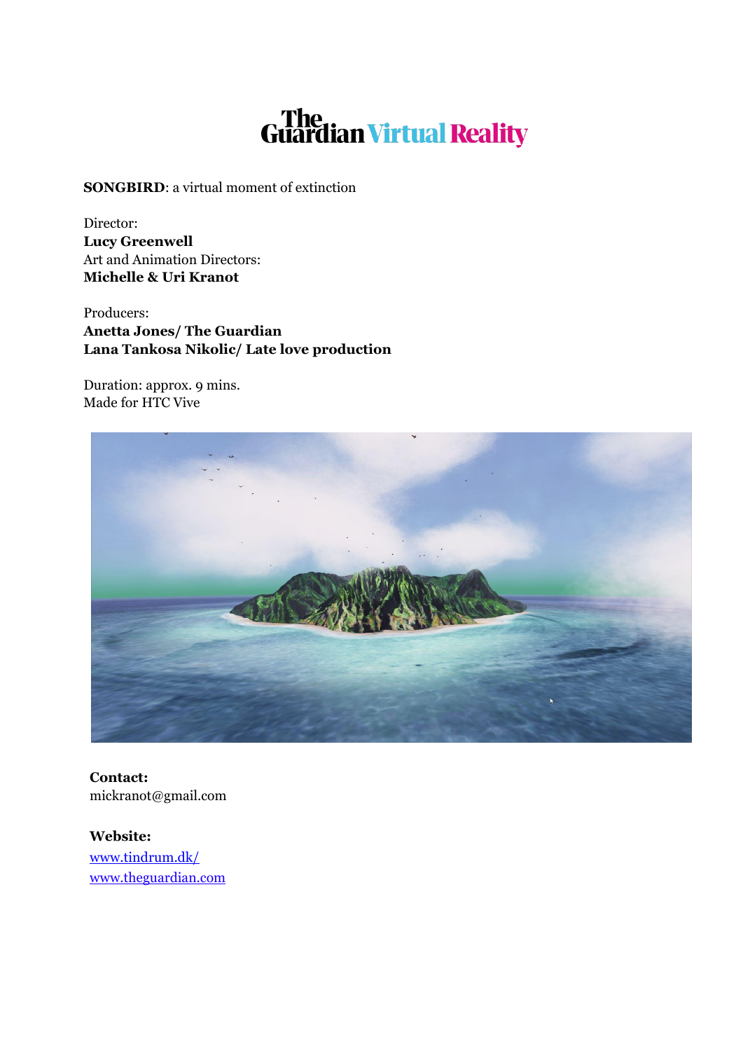# The Guardian Virtual Reality

**SONGBIRD**: a virtual moment of extinction

Director:
**Lucy Greenwell**
Art and Animation Directors:
**Michelle & Uri Kranot**

Producers:
**Anetta Jones/ The Guardian**
**Lana Tankosa Nikolic/ Late love production**

Duration: approx. 9 mins.
Made for HTC Vive

**Contact:**
mickranot@gmail.com

**Website:**
[www.tindrum.dk/](http://www.tindrum.dk/)
[www.theguardian.com](http://www.theguardian.com)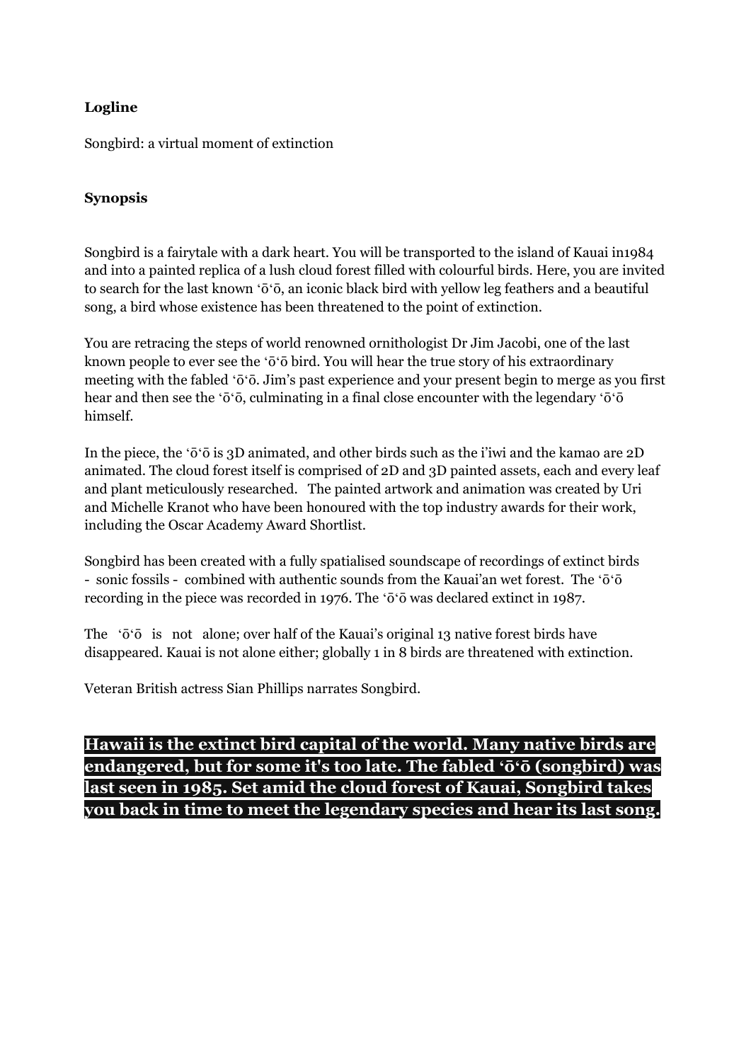**Logline**

Songbird: a virtual moment of extinction

**Synopsis**

Songbird is a fairytale with a dark heart. You will be transported to the island of Kauai in1984 and into a painted replica of a lush cloud forest filled with colourful birds. Here, you are invited to search for the last known ʻōʻō, an iconic black bird with yellow leg feathers and a beautiful song, a bird whose existence has been threatened to the point of extinction.

You are retracing the steps of world renowned ornithologist Dr Jim Jacobi, one of the last known people to ever see the ʻōʻō bird. You will hear the true story of his extraordinary meeting with the fabled ʻōʻō. Jim's past experience and your present begin to merge as you first hear and then see the ʻōʻō, culminating in a final close encounter with the legendary ʻōʻō himself.

In the piece, the ʻōʻō is 3D animated, and other birds such as the i'iwi and the kamao are 2D animated. The cloud forest itself is comprised of 2D and 3D painted assets, each and every leaf and plant meticulously researched. The painted artwork and animation was created by Uri and Michelle Kranot who have been honoured with the top industry awards for their work, including the Oscar Academy Award Shortlist.

Songbird has been created with a fully spatialised soundscape of recordings of extinct birds - sonic fossils - combined with authentic sounds from the Kauai'an wet forest. The ʻōʻō recording in the piece was recorded in 1976. The ʻōʻō was declared extinct in 1987.

The ʻōʻō is not alone; over half of the Kauai's original 13 native forest birds have disappeared. Kauai is not alone either; globally 1 in 8 birds are threatened with extinction.

Veteran British actress Sian Phillips narrates Songbird.

**Hawaii is the extinct bird capital of the world. Many native birds are endangered, but for some it's too late. The fabled ʻōʻō (songbird) was last seen in 1985. Set amid the cloud forest of Kauai, Songbird takes you back in time to meet the legendary species and hear its last song.**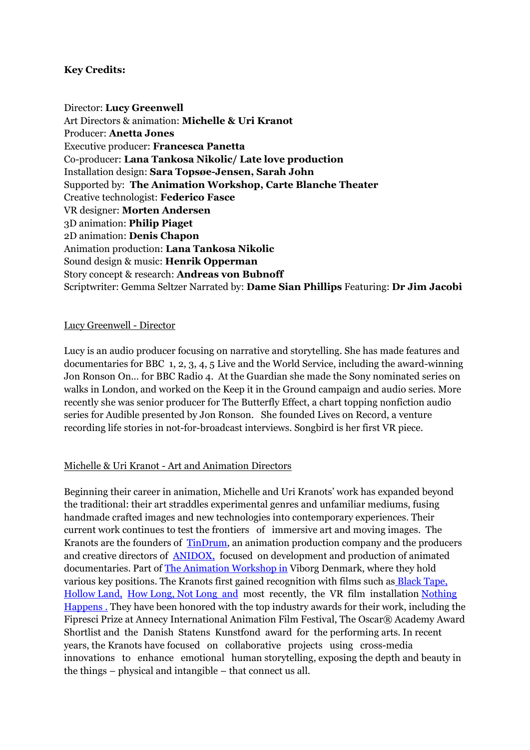**Key Credits:**

Director: **Lucy Greenwell**
Art Directors & animation: **Michelle & Uri Kranot**
Producer: **Anetta Jones**
Executive producer: **Francesca Panetta**
Co-producer: **Lana Tankosa Nikolic/ Late love production**
Installation design: **Sara Topsøe-Jensen, Sarah John**
Supported by: **The Animation Workshop, Carte Blanche Theater**
Creative technologist: **Federico Fasce**
VR designer: **Morten Andersen**
3D animation: **Philip Piaget**
2D animation: **Denis Chapon**
Animation production: **Lana Tankosa Nikolic**
Sound design & music: **Henrik Opperman**
Story concept & research: **Andreas von Bubnoff**
Scriptwriter: Gemma Seltzer Narrated by: **Dame Sian Phillips** Featuring: **Dr Jim Jacobi**

## Lucy Greenwell - Director

Lucy is an audio producer focusing on narrative and storytelling. She has made features and documentaries for BBC 1, 2, 3, 4, 5 Live and the World Service, including the award-winning Jon Ronson On... for BBC Radio 4. At the Guardian she made the Sony nominated series on walks in London, and worked on the Keep it in the Ground campaign and audio series. More recently she was senior producer for The Butterfly Effect, a chart topping nonfiction audio series for Audible presented by Jon Ronson. She founded Lives on Record, a venture recording life stories in not-for-broadcast interviews. Songbird is her first VR piece.

## Michelle & Uri Kranot - Art and Animation Directors

Beginning their career in animation, Michelle and Uri Kranots' work has expanded beyond the traditional: their art straddles experimental genres and unfamiliar mediums, fusing handmade crafted images and new technologies into contemporary experiences. Their current work continues to test the frontiers of immersive art and moving images. The Kranots are the founders of TinDrum, an animation production company and the producers and creative directors of ANIDOX, focused on development and production of animated documentaries. Part of The Animation Workshop in Viborg Denmark, where they hold various key positions. The Kranots first gained recognition with films such as Black Tape, Hollow Land, How Long, Not Long and most recently, the VR film installation Nothing Happens . They have been honored with the top industry awards for their work, including the Fipresci Prize at Annecy International Animation Film Festival, The Oscar® Academy Award Shortlist and the Danish Statens Kunstfond award for the performing arts. In recent years, the Kranots have focused on collaborative projects using cross-media innovations to enhance emotional human storytelling, exposing the depth and beauty in the things – physical and intangible – that connect us all.